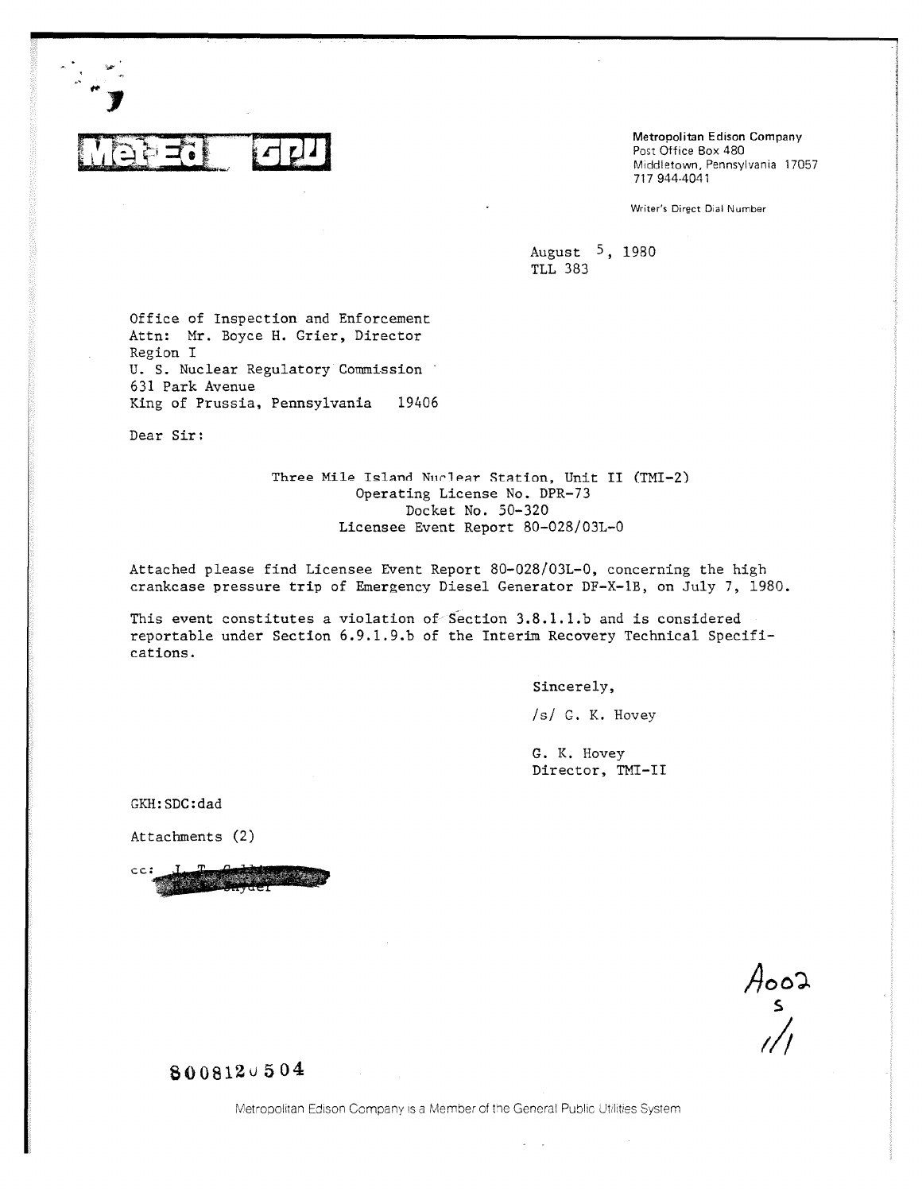Met-Ed GPU

Metropolitan Edison Company
Post Office Box 480
Middletown, Pennsylvania 17057
717 944-4041

Writer's Direct Dial Number

August 5, 1980
TLL 383

Office of Inspection and Enforcement
Attn: Mr. Boyce H. Grier, Director
Region I
U. S. Nuclear Regulatory Commission
631 Park Avenue
King of Prussia, Pennsylvania 19406

Dear Sir:

Three Mile Island Nuclear Station, Unit II (TMI-2)
Operating License No. DPR-73
Docket No. 50-320
Licensee Event Report 80-028/03L-0

Attached please find Licensee Event Report 80-028/03L-0, concerning the high crankcase pressure trip of Emergency Diesel Generator DF-X-1B, on July 7, 1980.

This event constitutes a violation of Section 3.8.1.1.b and is considered reportable under Section 6.9.1.9.b of the Interim Recovery Technical Specifications.

Sincerely,

/s/ G. K. Hovey

G. K. Hovey
Director, TMI-II

GKH:SDC:dad

Attachments (2)

cc:

A002
S
1/1

8008120504

Metropolitan Edison Company is a Member of the General Public Utilities System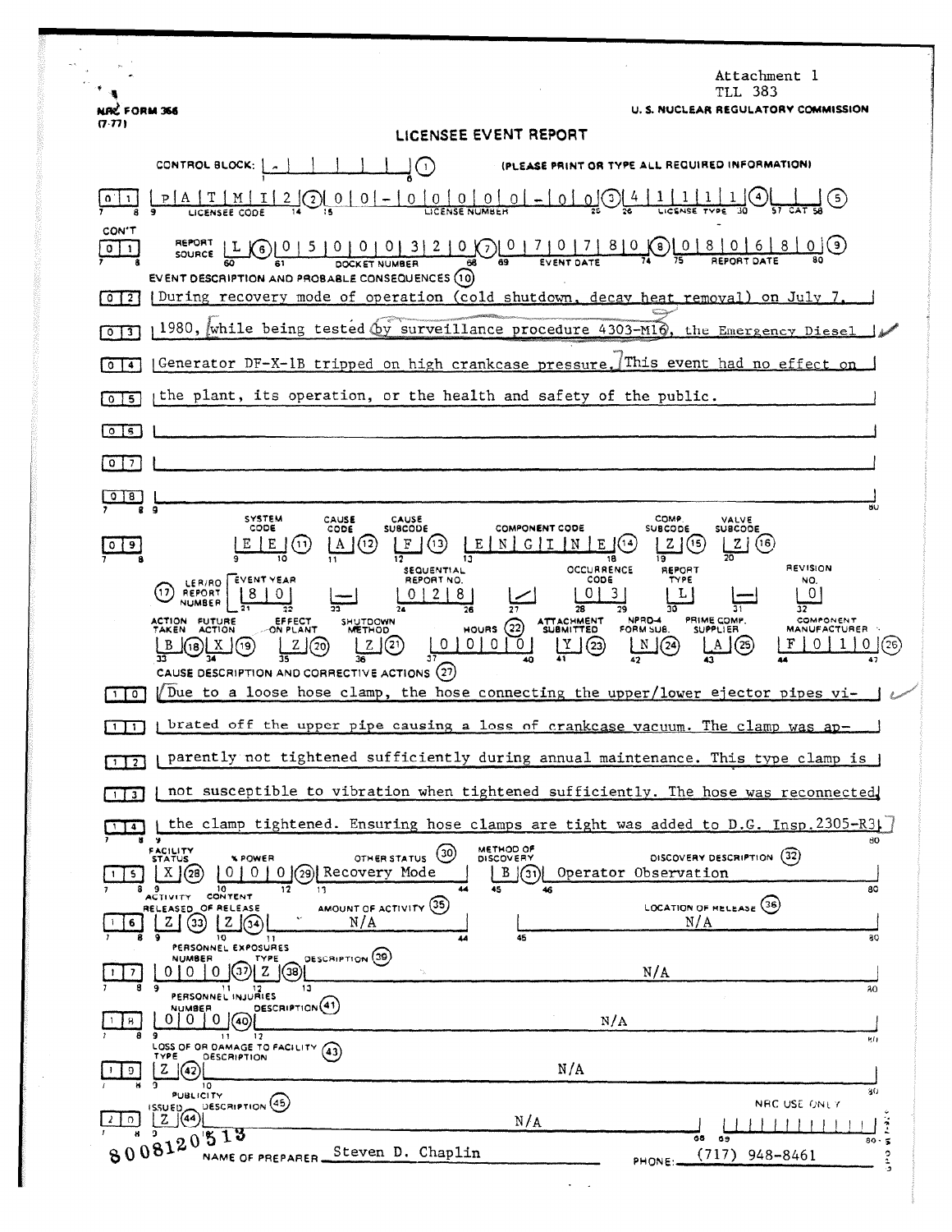Attachment 1
TLL 383

NRC FORM 366 (7-77)

U. S. NUCLEAR REGULATORY COMMISSION

# LICENSEE EVENT REPORT

CONTROL BLOCK: (1) (PLEASE PRINT OR TYPE ALL REQUIRED INFORMATION)

| | |
|---|---|
| 0 1 | LICENSEE CODE: P A T M I 2 (2) LICENSE NUMBER: 0 0 - 0 0 0 0 0 - 0 0 (3) LICENSE TYPE: 4 1 1 1 1 (4) CAT (5) |
| CON'T 0 1 | REPORT SOURCE: L (6) DOCKET NUMBER: 0 5 0 0 0 3 2 0 (7) EVENT DATE: 0 7 0 7 8 0 (8) REPORT DATE: 0 8 0 6 8 0 (9) |

EVENT DESCRIPTION AND PROBABLE CONSEQUENCES (10)

| | |
|---|---|
| 0 2 | During recovery mode of operation (cold shutdown, decay heat removal) on July 7, |
| 0 3 | 1980, while being tested by surveillance procedure 4303-M16, the Emergency Diesel |
| 0 4 | Generator DF-X-1B tripped on high crankcase pressure. This event had no effect on |
| 0 5 | the plant, its operation, or the health and safety of the public. |
| 0 6 | |
| 0 7 | |
| 0 8 | |

| | SYSTEM CODE | CAUSE CODE | CAUSE SUBCODE | COMPONENT CODE | COMP. SUBCODE | VALVE SUBCODE |
|---|---|---|---|---|---|---|
| 0 9 | E E (11) | A (12) | F (13) | E N G I N E (14) | Z (15) | Z (16) |

| (17) LER/RO REPORT NUMBER | EVENT YEAR | | SEQUENTIAL REPORT NO. | | OCCURRENCE CODE | REPORT TYPE | | REVISION NO. |
|---|---|---|---|---|---|---|---|---|
| | 8 0 | — | 0 2 8 | / | 0 3 | L | — | 0 |

| ACTION TAKEN | FUTURE ACTION | EFFECT ON PLANT | SHUTDOWN METHOD | HOURS (22) | ATTACHMENT SUBMITTED | NPRD-4 FORM SUB. | PRIME COMP. SUPPLIER | COMPONENT MANUFACTURER |
|---|---|---|---|---|---|---|---|---|
| B (18) | X (19) | Z (20) | Z (21) | 0 0 0 0 | Y (23) | N (24) | A (25) | F 0 1 0 (26) |

CAUSE DESCRIPTION AND CORRECTIVE ACTIONS (27)

| | |
|---|---|
| 1 0 | Due to a loose hose clamp, the hose connecting the upper/lower ejector pipes vi- |
| 1 1 | brated off the upper pipe causing a loss of crankcase vacuum. The clamp was ap- |
| 1 2 | parently not tightened sufficiently during annual maintenance. This type clamp is |
| 1 3 | not susceptible to vibration when tightened sufficiently. The hose was reconnected |
| 1 4 | the clamp tightened. Ensuring hose clamps are tight was added to D.G. Insp.2305-R3. |

| | FACILITY STATUS | % POWER | OTHER STATUS (30) | METHOD OF DISCOVERY | DISCOVERY DESCRIPTION (32) |
|---|---|---|---|---|---|
| 1 5 | X (28) | 0 0 0 (29) | Recovery Mode | B (31) | Operator Observation |

| | ACTIVITY RELEASED | CONTENT OF RELEASE | AMOUNT OF ACTIVITY (35) | LOCATION OF RELEASE (36) |
|---|---|---|---|---|
| 1 6 | Z (33) | Z (34) | N/A | N/A |

PERSONNEL EXPOSURES

| | NUMBER | TYPE | DESCRIPTION (39) |
|---|---|---|---|
| 1 7 | 0 0 0 (37) | Z (38) | N/A |

PERSONNEL INJURIES

| | NUMBER | DESCRIPTION (41) |
|---|---|---|
| 1 8 | 0 0 0 (40) | N/A |

LOSS OF OR DAMAGE TO FACILITY (43)

| | TYPE | DESCRIPTION |
|---|---|---|
| 1 9 | Z (42) | N/A |

PUBLICITY

| | ISSUED | DESCRIPTION (45) | NRC USE ONLY |
|---|---|---|---|
| 2 0 | Z (44) | N/A | |

8008120513

NAME OF PREPARER: Steven D. Chaplin  PHONE: (717) 948-8461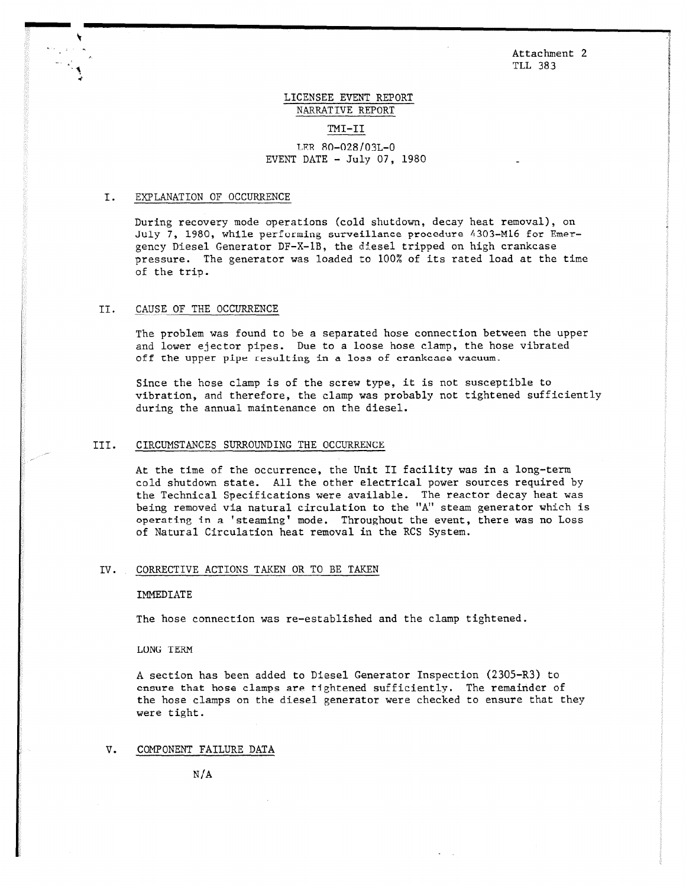Attachment 2
TLL 383

# LICENSEE EVENT REPORT
## NARRATIVE REPORT
## TMI-II

LER 80-028/03L-0
EVENT DATE - July 07, 1980

## I. EXPLANATION OF OCCURRENCE

During recovery mode operations (cold shutdown, decay heat removal), on July 7, 1980, while performing surveillance procedure 4303-M16 for Emergency Diesel Generator DF-X-1B, the diesel tripped on high crankcase pressure. The generator was loaded to 100% of its rated load at the time of the trip.

## II. CAUSE OF THE OCCURRENCE

The problem was found to be a separated hose connection between the upper and lower ejector pipes. Due to a loose hose clamp, the hose vibrated off the upper pipe resulting in a loss of crankcase vacuum.

Since the hose clamp is of the screw type, it is not susceptible to vibration, and therefore, the clamp was probably not tightened sufficiently during the annual maintenance on the diesel.

## III. CIRCUMSTANCES SURROUNDING THE OCCURRENCE

At the time of the occurrence, the Unit II facility was in a long-term cold shutdown state. All the other electrical power sources required by the Technical Specifications were available. The reactor decay heat was being removed via natural circulation to the "A" steam generator which is operating in a 'steaming' mode. Throughout the event, there was no Loss of Natural Circulation heat removal in the RCS System.

## IV. CORRECTIVE ACTIONS TAKEN OR TO BE TAKEN

IMMEDIATE

The hose connection was re-established and the clamp tightened.

LONG TERM

A section has been added to Diesel Generator Inspection (2305-R3) to ensure that hose clamps are tightened sufficiently. The remainder of the hose clamps on the diesel generator were checked to ensure that they were tight.

## V. COMPONENT FAILURE DATA

N/A